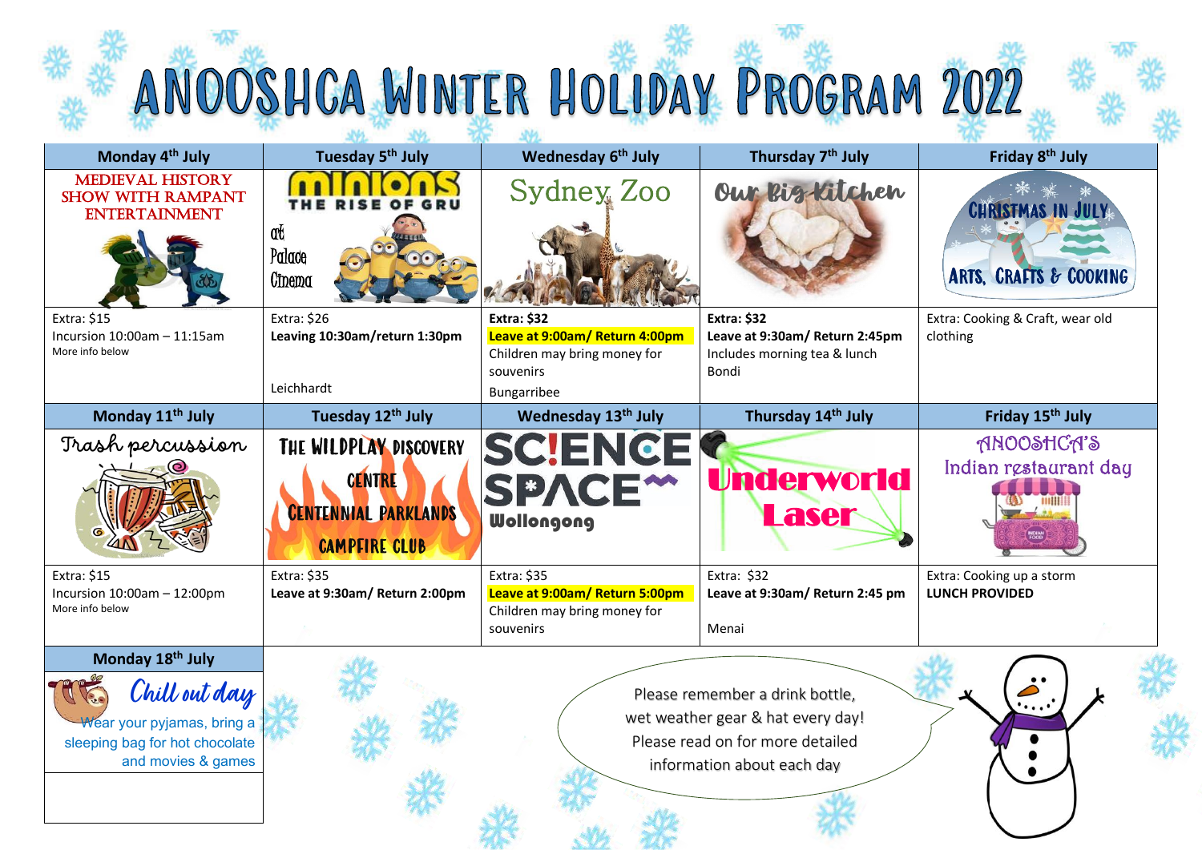# ANOOSHCA WINTER HOLIDAY PROGRAM 2022

| Monday 4th July | Tuesday 5th July | Wednesday 6th July | Thursday 7th July | Friday 8th July |
|---|---|---|---|---|
| MEDIEVAL HISTORY SHOW WITH RAMPANT ENTERTAINMENT | MINIONS THE RISE OF GRU at Palace Cinema | Sydney Zoo | Our Big Kitchen | CHRISTMAS IN JULY ARTS, CRAFTS & COOKING |
| Extra: $15<br>Incursion 10:00am – 11:15am<br>More info below | Extra: $26<br>**Leaving 10:30am/return 1:30pm**<br>Leichhardt | **Extra: $32**<br>**Leave at 9:00am/ Return 4:00pm**<br>Children may bring money for souvenirs<br>Bungarribee | **Extra: $32**<br>**Leave at 9:30am/ Return 2:45pm**<br>Includes morning tea & lunch<br>Bondi | Extra: Cooking & Craft, wear old clothing |
| **Monday 11th July** | **Tuesday 12th July** | **Wednesday 13th July** | **Thursday 14th July** | **Friday 15th July** |
| Trash percussion | THE WILDPLAY DISCOVERY CENTRE CENTENNIAL PARKLANDS CAMPFIRE CLUB | SCIENCE SPACE Wollongong | Underworld Laser | ANOOSHCA'S Indian restaurant day |
| Extra: $15<br>Incursion 10:00am – 12:00pm<br>More info below | Extra: $35<br>**Leave at 9:30am/ Return 2:00pm** | Extra: $35<br>**Leave at 9:00am/ Return 5:00pm**<br>Children may bring money for souvenirs | Extra: $32<br>**Leave at 9:30am/ Return 2:45 pm**<br>Menai | Extra: Cooking up a storm<br>**LUNCH PROVIDED** |
| **Monday 18th July** | | | | |
| Chill out day<br>Wear your pyjamas, bring a sleeping bag for hot chocolate and movies & games | | | | |

Please remember a drink bottle, wet weather gear & hat every day! Please read on for more detailed information about each day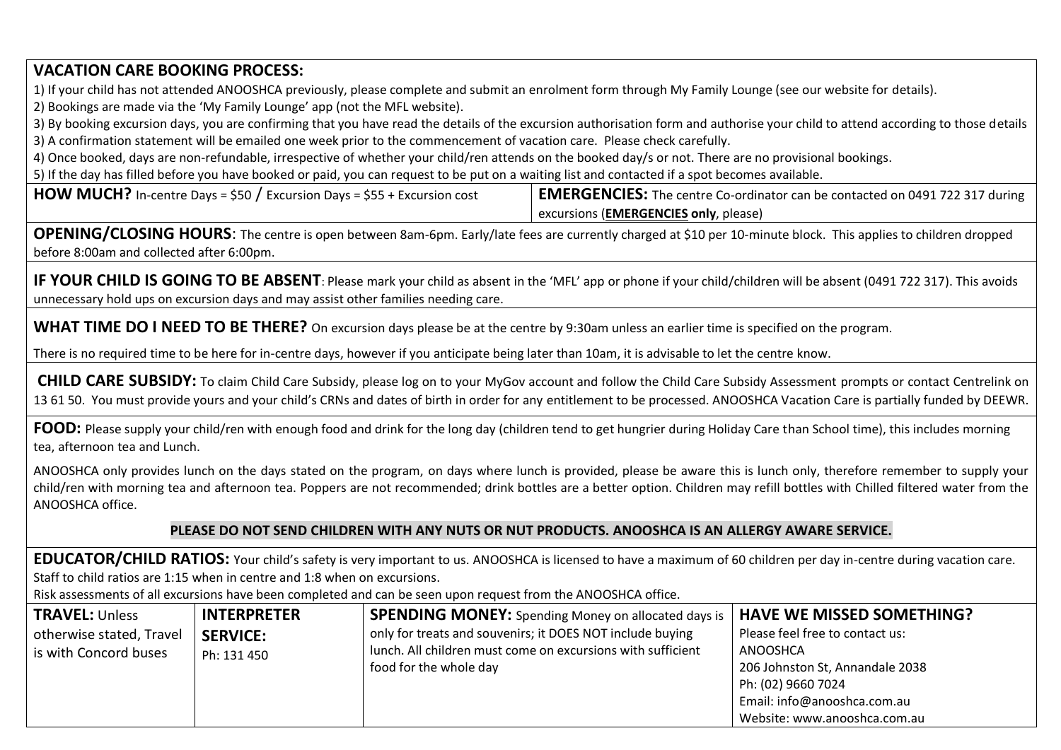**VACATION CARE BOOKING PROCESS:**

1) If your child has not attended ANOOSHCA previously, please complete and submit an enrolment form through My Family Lounge (see our website for details).
2) Bookings are made via the 'My Family Lounge' app (not the MFL website).
3) By booking excursion days, you are confirming that you have read the details of the excursion authorisation form and authorise your child to attend according to those details
3) A confirmation statement will be emailed one week prior to the commencement of vacation care. Please check carefully.
4) Once booked, days are non-refundable, irrespective of whether your child/ren attends on the booked day/s or not. There are no provisional bookings.
5) If the day has filled before you have booked or paid, you can request to be put on a waiting list and contacted if a spot becomes available.

**HOW MUCH?** In-centre Days = $50 / Excursion Days = $55 + Excursion cost

**EMERGENCIES:** The centre Co-ordinator can be contacted on 0491 722 317 during excursions (**EMERGENCIES only**, please)

**OPENING/CLOSING HOURS**: The centre is open between 8am-6pm. Early/late fees are currently charged at $10 per 10-minute block. This applies to children dropped before 8:00am and collected after 6:00pm.

**IF YOUR CHILD IS GOING TO BE ABSENT**: Please mark your child as absent in the 'MFL' app or phone if your child/children will be absent (0491 722 317). This avoids unnecessary hold ups on excursion days and may assist other families needing care.

**WHAT TIME DO I NEED TO BE THERE?** On excursion days please be at the centre by 9:30am unless an earlier time is specified on the program.

There is no required time to be here for in-centre days, however if you anticipate being later than 10am, it is advisable to let the centre know.

**CHILD CARE SUBSIDY:** To claim Child Care Subsidy, please log on to your MyGov account and follow the Child Care Subsidy Assessment prompts or contact Centrelink on 13 61 50. You must provide yours and your child's CRNs and dates of birth in order for any entitlement to be processed. ANOOSHCA Vacation Care is partially funded by DEEWR.

**FOOD:** Please supply your child/ren with enough food and drink for the long day (children tend to get hungrier during Holiday Care than School time), this includes morning tea, afternoon tea and Lunch.

ANOOSHCA only provides lunch on the days stated on the program, on days where lunch is provided, please be aware this is lunch only, therefore remember to supply your child/ren with morning tea and afternoon tea. Poppers are not recommended; drink bottles are a better option. Children may refill bottles with Chilled filtered water from the ANOOSHCA office.

**PLEASE DO NOT SEND CHILDREN WITH ANY NUTS OR NUT PRODUCTS. ANOOSHCA IS AN ALLERGY AWARE SERVICE.**

**EDUCATOR/CHILD RATIOS:** Your child's safety is very important to us. ANOOSHCA is licensed to have a maximum of 60 children per day in-centre during vacation care. Staff to child ratios are 1:15 when in centre and 1:8 when on excursions.
Risk assessments of all excursions have been completed and can be seen upon request from the ANOOSHCA office.

**TRAVEL:** Unless otherwise stated, Travel is with Concord buses

**INTERPRETER SERVICE:**
Ph: 131 450

**SPENDING MONEY:** Spending Money on allocated days is only for treats and souvenirs; it DOES NOT include buying lunch. All children must come on excursions with sufficient food for the whole day

**HAVE WE MISSED SOMETHING?**
Please feel free to contact us:
ANOOSHCA
206 Johnston St, Annandale 2038
Ph: (02) 9660 7024
Email: info@anooshca.com.au
Website: www.anooshca.com.au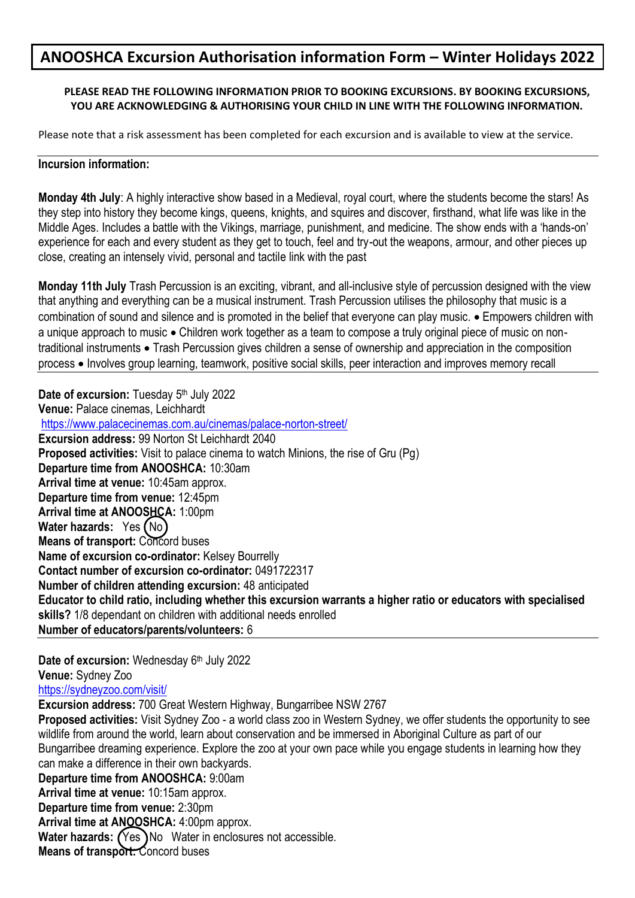# ANOOSHCA Excursion Authorisation information Form – Winter Holidays 2022

**PLEASE READ THE FOLLOWING INFORMATION PRIOR TO BOOKING EXCURSIONS. BY BOOKING EXCURSIONS, YOU ARE ACKNOWLEDGING & AUTHORISING YOUR CHILD IN LINE WITH THE FOLLOWING INFORMATION.**

Please note that a risk assessment has been completed for each excursion and is available to view at the service.

---

**Incursion information:**

**Monday 4th July**: A highly interactive show based in a Medieval, royal court, where the students become the stars! As they step into history they become kings, queens, knights, and squires and discover, firsthand, what life was like in the Middle Ages. Includes a battle with the Vikings, marriage, punishment, and medicine. The show ends with a 'hands-on' experience for each and every student as they get to touch, feel and try-out the weapons, armour, and other pieces up close, creating an intensely vivid, personal and tactile link with the past

**Monday 11th July** Trash Percussion is an exciting, vibrant, and all-inclusive style of percussion designed with the view that anything and everything can be a musical instrument. Trash Percussion utilises the philosophy that music is a combination of sound and silence and is promoted in the belief that everyone can play music. • Empowers children with a unique approach to music • Children work together as a team to compose a truly original piece of music on non-traditional instruments • Trash Percussion gives children a sense of ownership and appreciation in the composition process • Involves group learning, teamwork, positive social skills, peer interaction and improves memory recall

---

**Date of excursion:** Tuesday 5th July 2022
**Venue:** Palace cinemas, Leichhardt
https://www.palacecinemas.com.au/cinemas/palace-norton-street/
**Excursion address:** 99 Norton St Leichhardt 2040
**Proposed activities:** Visit to palace cinema to watch Minions, the rise of Gru (Pg)
**Departure time from ANOOSHCA:** 10:30am
**Arrival time at venue:** 10:45am approx.
**Departure time from venue:** 12:45pm
**Arrival time at ANOOSHCA:** 1:00pm
**Water hazards:** Yes (No) [No circled]
**Means of transport:** Concord buses
**Name of excursion co-ordinator:** Kelsey Bourrelly
**Contact number of excursion co-ordinator:** 0491722317
**Number of children attending excursion:** 48 anticipated
**Educator to child ratio, including whether this excursion warrants a higher ratio or educators with specialised skills?** 1/8 dependant on children with additional needs enrolled
**Number of educators/parents/volunteers:** 6

---

**Date of excursion:** Wednesday 6th July 2022
**Venue:** Sydney Zoo
https://sydneyzoo.com/visit/
**Excursion address:** 700 Great Western Highway, Bungarribee NSW 2767
**Proposed activities:** Visit Sydney Zoo - a world class zoo in Western Sydney, we offer students the opportunity to see wildlife from around the world, learn about conservation and be immersed in Aboriginal Culture as part of our Bungarribee dreaming experience. Explore the zoo at your own pace while you engage students in learning how they can make a difference in their own backyards.
**Departure time from ANOOSHCA:** 9:00am
**Arrival time at venue:** 10:15am approx.
**Departure time from venue:** 2:30pm
**Arrival time at ANOOSHCA:** 4:00pm approx.
**Water hazards:** (Yes) No [Yes circled] Water in enclosures not accessible.
**Means of transport:** Concord buses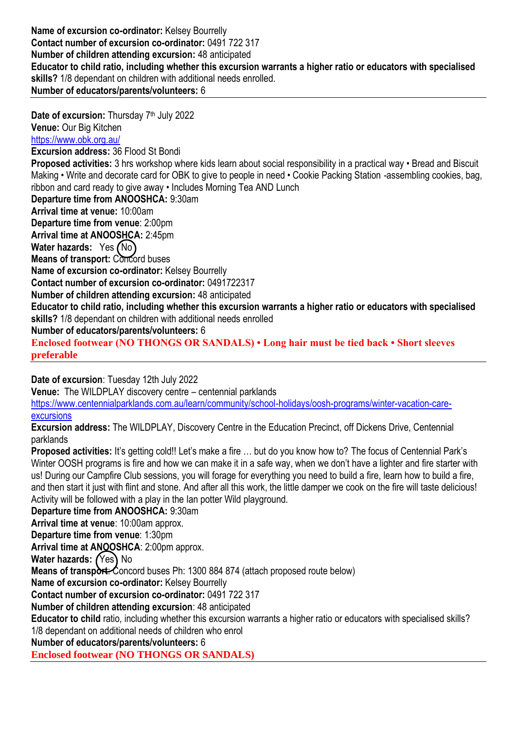**Name of excursion co-ordinator:** Kelsey Bourrelly
**Contact number of excursion co-ordinator:** 0491 722 317
**Number of children attending excursion:** 48 anticipated
**Educator to child ratio, including whether this excursion warrants a higher ratio or educators with specialised skills?** 1/8 dependant on children with additional needs enrolled.
**Number of educators/parents/volunteers:** 6

---

**Date of excursion:** Thursday 7th July 2022
**Venue:** Our Big Kitchen
https://www.obk.org.au/
**Excursion address:** 36 Flood St Bondi
**Proposed activities:** 3 hrs workshop where kids learn about social responsibility in a practical way • Bread and Biscuit Making • Write and decorate card for OBK to give to people in need • Cookie Packing Station -assembling cookies, bag, ribbon and card ready to give away • Includes Morning Tea AND Lunch
**Departure time from ANOOSHCA:** 9:30am
**Arrival time at venue:** 10:00am
**Departure time from venue**: 2:00pm
**Arrival time at ANOOSHCA:** 2:45pm
**Water hazards:** Yes (No) [No circled]
**Means of transport:** Concord buses
**Name of excursion co-ordinator:** Kelsey Bourrelly
**Contact number of excursion co-ordinator:** 0491722317
**Number of children attending excursion:** 48 anticipated
**Educator to child ratio, including whether this excursion warrants a higher ratio or educators with specialised skills?** 1/8 dependant on children with additional needs enrolled
**Number of educators/parents/volunteers:** 6
**Enclosed footwear (NO THONGS OR SANDALS) • Long hair must be tied back • Short sleeves preferable**

---

**Date of excursion**: Tuesday 12th July 2022
**Venue:** The WILDPLAY discovery centre – centennial parklands
https://www.centennialparklands.com.au/learn/community/school-holidays/oosh-programs/winter-vacation-care-excursions
**Excursion address:** The WILDPLAY, Discovery Centre in the Education Precinct, off Dickens Drive, Centennial parklands
**Proposed activities:** It's getting cold!! Let's make a fire … but do you know how to? The focus of Centennial Park's Winter OOSH programs is fire and how we can make it in a safe way, when we don't have a lighter and fire starter with us! During our Campfire Club sessions, you will forage for everything you need to build a fire, learn how to build a fire, and then start it just with flint and stone. And after all this work, the little damper we cook on the fire will taste delicious! Activity will be followed with a play in the Ian potter Wild playground.
**Departure time from ANOOSHCA:** 9:30am
**Arrival time at venue**: 10:00am approx.
**Departure time from venue**: 1:30pm
**Arrival time at ANOOSHCA**: 2:00pm approx.
**Water hazards:** (Yes) No [Yes circled]
**Means of transport:** Concord buses Ph: 1300 884 874 (attach proposed route below)
**Name of excursion co-ordinator:** Kelsey Bourrelly
**Contact number of excursion co-ordinator:** 0491 722 317
**Number of children attending excursion**: 48 anticipated
**Educator to child** ratio, including whether this excursion warrants a higher ratio or educators with specialised skills? 1/8 dependant on additional needs of children who enrol
**Number of educators/parents/volunteers:** 6
**Enclosed footwear (NO THONGS OR SANDALS)**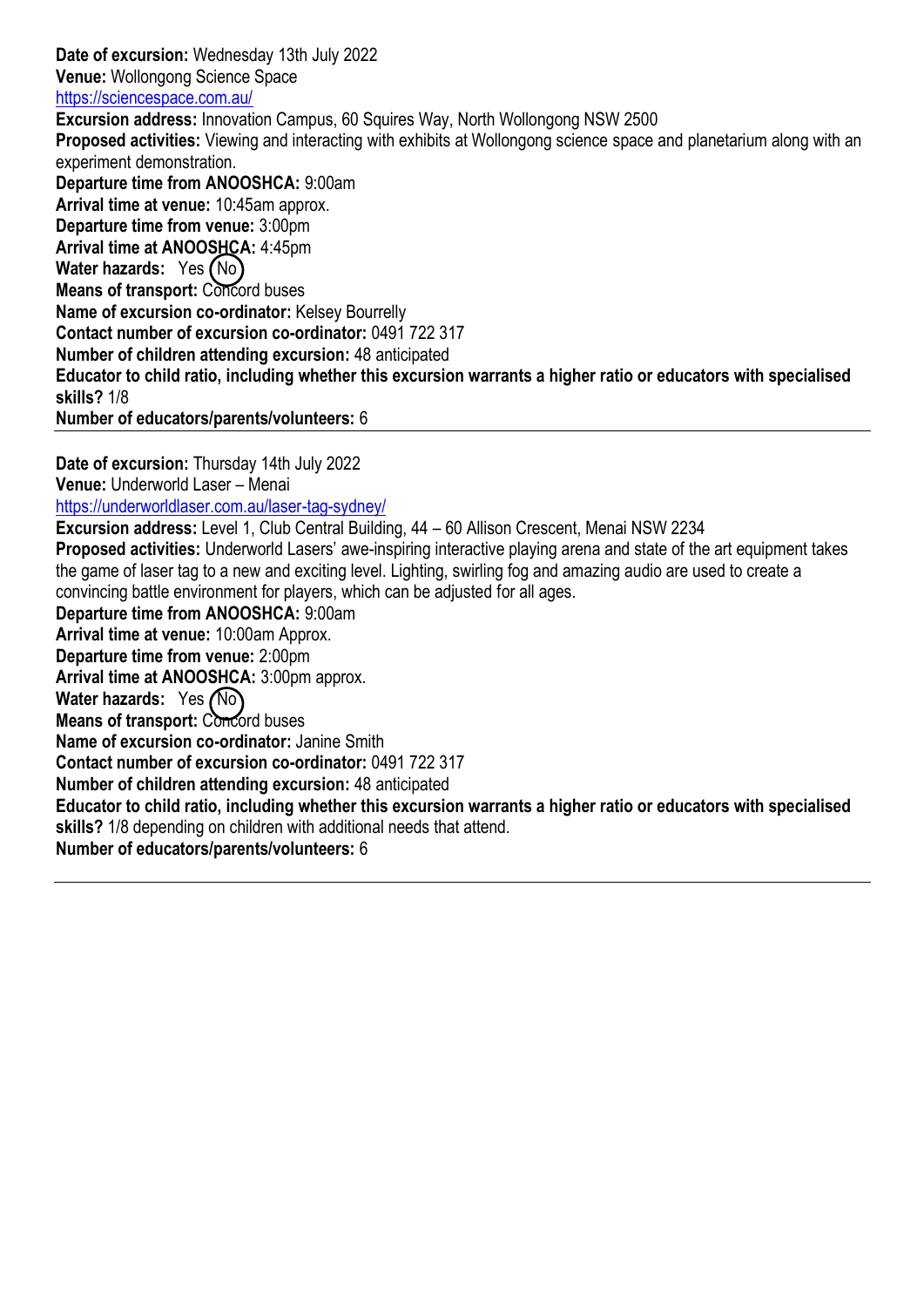**Date of excursion:** Wednesday 13th July 2022
**Venue:** Wollongong Science Space
https://sciencespace.com.au/
**Excursion address:** Innovation Campus, 60 Squires Way, North Wollongong NSW 2500
**Proposed activities:** Viewing and interacting with exhibits at Wollongong science space and planetarium along with an experiment demonstration.
**Departure time from ANOOSHCA:** 9:00am
**Arrival time at venue:** 10:45am approx.
**Departure time from venue:** 3:00pm
**Arrival time at ANOOSHCA:** 4:45pm
**Water hazards:** Yes (No)
**Means of transport:** Concord buses
**Name of excursion co-ordinator:** Kelsey Bourrelly
**Contact number of excursion co-ordinator:** 0491 722 317
**Number of children attending excursion:** 48 anticipated
**Educator to child ratio, including whether this excursion warrants a higher ratio or educators with specialised skills?** 1/8
**Number of educators/parents/volunteers:** 6

---

**Date of excursion:** Thursday 14th July 2022
**Venue:** Underworld Laser – Menai
https://underworldlaser.com.au/laser-tag-sydney/
**Excursion address:** Level 1, Club Central Building, 44 – 60 Allison Crescent, Menai NSW 2234
**Proposed activities:** Underworld Lasers' awe-inspiring interactive playing arena and state of the art equipment takes the game of laser tag to a new and exciting level. Lighting, swirling fog and amazing audio are used to create a convincing battle environment for players, which can be adjusted for all ages.
**Departure time from ANOOSHCA:** 9:00am
**Arrival time at venue:** 10:00am Approx.
**Departure time from venue:** 2:00pm
**Arrival time at ANOOSHCA:** 3:00pm approx.
**Water hazards:** Yes (No)
**Means of transport:** Concord buses
**Name of excursion co-ordinator:** Janine Smith
**Contact number of excursion co-ordinator:** 0491 722 317
**Number of children attending excursion:** 48 anticipated
**Educator to child ratio, including whether this excursion warrants a higher ratio or educators with specialised skills?** 1/8 depending on children with additional needs that attend.
**Number of educators/parents/volunteers:** 6

---